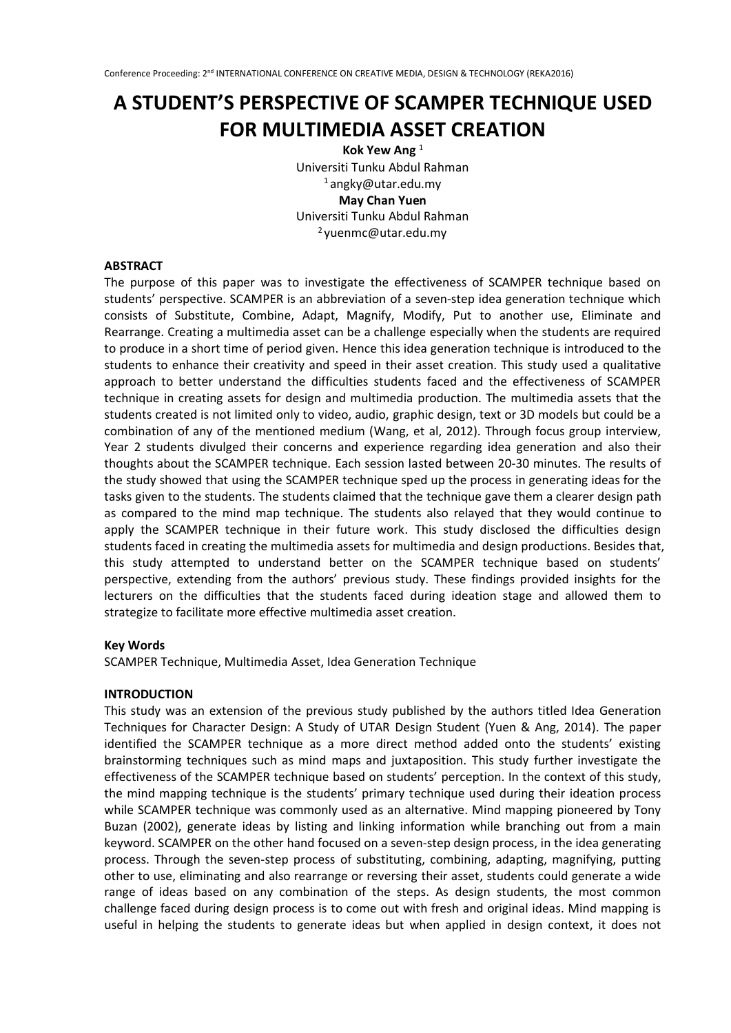# A STUDENT'S PERSPECTIVE OF SCAMPER TECHNIQUE USED FOR MULTIMEDIA ASSET CREATION

**Kok Yew Ang** [1]
Universiti Tunku Abdul Rahman
[1] angky@utar.edu.my
**May Chan Yuen**
Universiti Tunku Abdul Rahman
[2] yuenmc@utar.edu.my

**ABSTRACT**

The purpose of this paper was to investigate the effectiveness of SCAMPER technique based on students' perspective. SCAMPER is an abbreviation of a seven-step idea generation technique which consists of Substitute, Combine, Adapt, Magnify, Modify, Put to another use, Eliminate and Rearrange. Creating a multimedia asset can be a challenge especially when the students are required to produce in a short time of period given. Hence this idea generation technique is introduced to the students to enhance their creativity and speed in their asset creation. This study used a qualitative approach to better understand the difficulties students faced and the effectiveness of SCAMPER technique in creating assets for design and multimedia production. The multimedia assets that the students created is not limited only to video, audio, graphic design, text or 3D models but could be a combination of any of the mentioned medium (Wang, et al, 2012). Through focus group interview, Year 2 students divulged their concerns and experience regarding idea generation and also their thoughts about the SCAMPER technique. Each session lasted between 20-30 minutes. The results of the study showed that using the SCAMPER technique sped up the process in generating ideas for the tasks given to the students. The students claimed that the technique gave them a clearer design path as compared to the mind map technique. The students also relayed that they would continue to apply the SCAMPER technique in their future work. This study disclosed the difficulties design students faced in creating the multimedia assets for multimedia and design productions. Besides that, this study attempted to understand better on the SCAMPER technique based on students' perspective, extending from the authors' previous study. These findings provided insights for the lecturers on the difficulties that the students faced during ideation stage and allowed them to strategize to facilitate more effective multimedia asset creation.

**Key Words**

SCAMPER Technique, Multimedia Asset, Idea Generation Technique

**INTRODUCTION**

This study was an extension of the previous study published by the authors titled Idea Generation Techniques for Character Design: A Study of UTAR Design Student (Yuen & Ang, 2014). The paper identified the SCAMPER technique as a more direct method added onto the students' existing brainstorming techniques such as mind maps and juxtaposition. This study further investigate the effectiveness of the SCAMPER technique based on students' perception. In the context of this study, the mind mapping technique is the students' primary technique used during their ideation process while SCAMPER technique was commonly used as an alternative. Mind mapping pioneered by Tony Buzan (2002), generate ideas by listing and linking information while branching out from a main keyword. SCAMPER on the other hand focused on a seven-step design process, in the idea generating process. Through the seven-step process of substituting, combining, adapting, magnifying, putting other to use, eliminating and also rearrange or reversing their asset, students could generate a wide range of ideas based on any combination of the steps. As design students, the most common challenge faced during design process is to come out with fresh and original ideas. Mind mapping is useful in helping the students to generate ideas but when applied in design context, it does not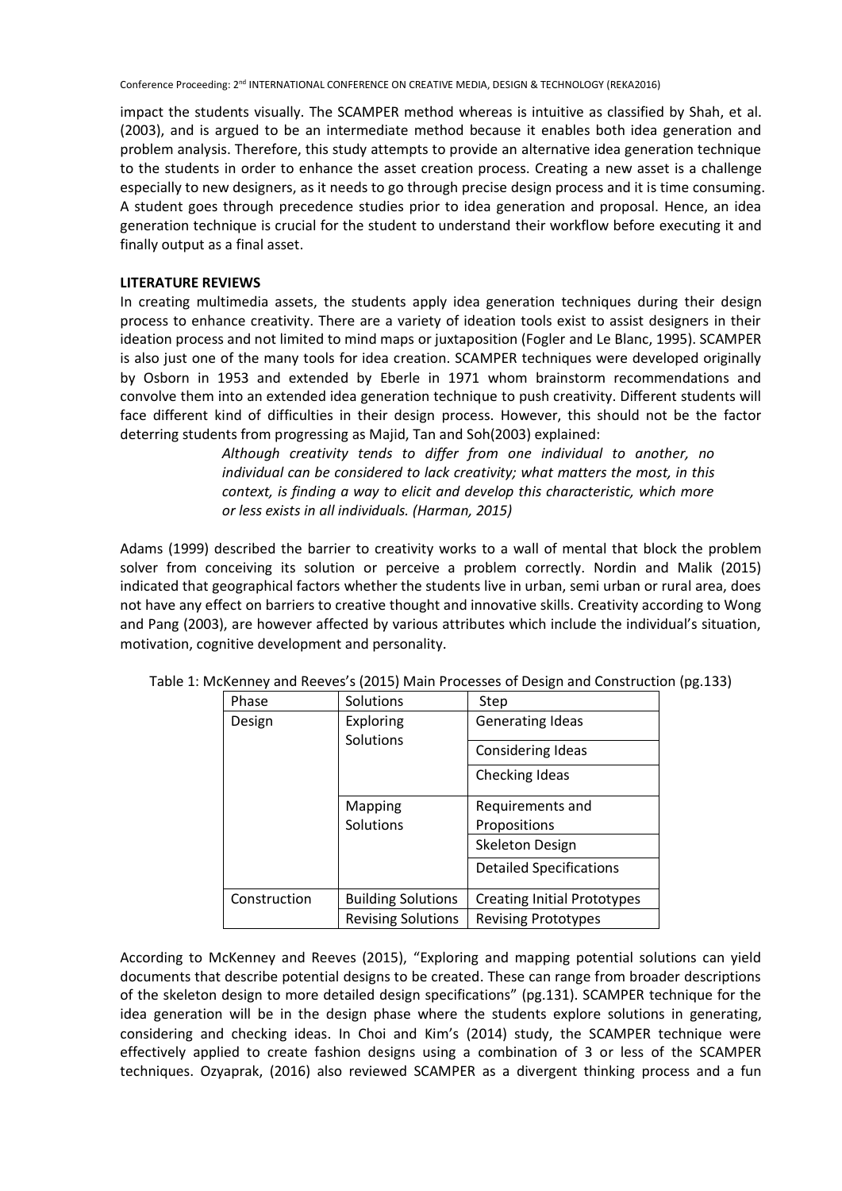impact the students visually. The SCAMPER method whereas is intuitive as classified by Shah, et al. (2003), and is argued to be an intermediate method because it enables both idea generation and problem analysis. Therefore, this study attempts to provide an alternative idea generation technique to the students in order to enhance the asset creation process. Creating a new asset is a challenge especially to new designers, as it needs to go through precise design process and it is time consuming. A student goes through precedence studies prior to idea generation and proposal. Hence, an idea generation technique is crucial for the student to understand their workflow before executing it and finally output as a final asset.

**LITERATURE REVIEWS**

In creating multimedia assets, the students apply idea generation techniques during their design process to enhance creativity. There are a variety of ideation tools exist to assist designers in their ideation process and not limited to mind maps or juxtaposition (Fogler and Le Blanc, 1995). SCAMPER is also just one of the many tools for idea creation. SCAMPER techniques were developed originally by Osborn in 1953 and extended by Eberle in 1971 whom brainstorm recommendations and convolve them into an extended idea generation technique to push creativity. Different students will face different kind of difficulties in their design process. However, this should not be the factor deterring students from progressing as Majid, Tan and Soh(2003) explained:

> *Although creativity tends to differ from one individual to another, no individual can be considered to lack creativity; what matters the most, in this context, is finding a way to elicit and develop this characteristic, which more or less exists in all individuals. (Harman, 2015)*

Adams (1999) described the barrier to creativity works to a wall of mental that block the problem solver from conceiving its solution or perceive a problem correctly. Nordin and Malik (2015) indicated that geographical factors whether the students live in urban, semi urban or rural area, does not have any effect on barriers to creative thought and innovative skills. Creativity according to Wong and Pang (2003), are however affected by various attributes which include the individual's situation, motivation, cognitive development and personality.

Table 1: McKenney and Reeves's (2015) Main Processes of Design and Construction (pg.133)

| Phase | Solutions | Step |
|---|---|---|
| Design | Exploring Solutions | Generating Ideas |
| | | Considering Ideas |
| | | Checking Ideas |
| | Mapping Solutions | Requirements and Propositions |
| | | Skeleton Design |
| | | Detailed Specifications |
| Construction | Building Solutions | Creating Initial Prototypes |
| | Revising Solutions | Revising Prototypes |

According to McKenney and Reeves (2015), "Exploring and mapping potential solutions can yield documents that describe potential designs to be created. These can range from broader descriptions of the skeleton design to more detailed design specifications" (pg.131). SCAMPER technique for the idea generation will be in the design phase where the students explore solutions in generating, considering and checking ideas. In Choi and Kim's (2014) study, the SCAMPER technique were effectively applied to create fashion designs using a combination of 3 or less of the SCAMPER techniques. Ozyaprak, (2016) also reviewed SCAMPER as a divergent thinking process and a fun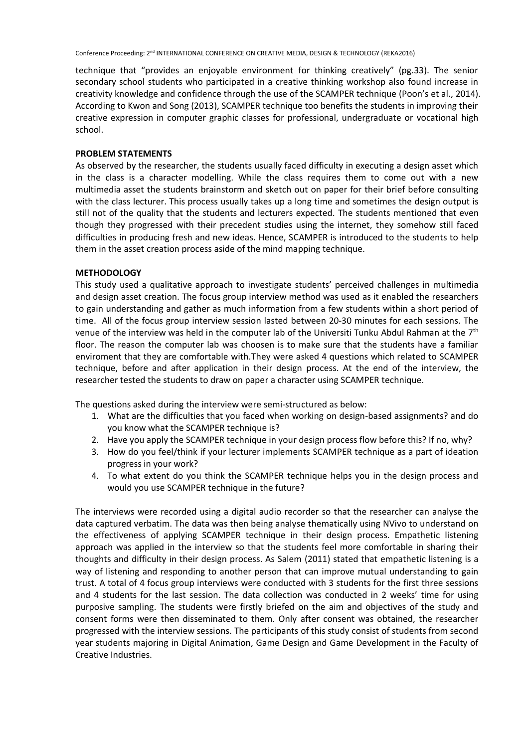technique that "provides an enjoyable environment for thinking creatively" (pg.33). The senior secondary school students who participated in a creative thinking workshop also found increase in creativity knowledge and confidence through the use of the SCAMPER technique (Poon's et al., 2014). According to Kwon and Song (2013), SCAMPER technique too benefits the students in improving their creative expression in computer graphic classes for professional, undergraduate or vocational high school.

**PROBLEM STATEMENTS**

As observed by the researcher, the students usually faced difficulty in executing a design asset which in the class is a character modelling. While the class requires them to come out with a new multimedia asset the students brainstorm and sketch out on paper for their brief before consulting with the class lecturer. This process usually takes up a long time and sometimes the design output is still not of the quality that the students and lecturers expected. The students mentioned that even though they progressed with their precedent studies using the internet, they somehow still faced difficulties in producing fresh and new ideas. Hence, SCAMPER is introduced to the students to help them in the asset creation process aside of the mind mapping technique.

**METHODOLOGY**

This study used a qualitative approach to investigate students' perceived challenges in multimedia and design asset creation. The focus group interview method was used as it enabled the researchers to gain understanding and gather as much information from a few students within a short period of time. All of the focus group interview session lasted between 20-30 minutes for each sessions. The venue of the interview was held in the computer lab of the Universiti Tunku Abdul Rahman at the 7th floor. The reason the computer lab was choosen is to make sure that the students have a familiar enviroment that they are comfortable with.They were asked 4 questions which related to SCAMPER technique, before and after application in their design process. At the end of the interview, the researcher tested the students to draw on paper a character using SCAMPER technique.

The questions asked during the interview were semi-structured as below:

1. What are the difficulties that you faced when working on design-based assignments? and do you know what the SCAMPER technique is?
2. Have you apply the SCAMPER technique in your design process flow before this? If no, why?
3. How do you feel/think if your lecturer implements SCAMPER technique as a part of ideation progress in your work?
4. To what extent do you think the SCAMPER technique helps you in the design process and would you use SCAMPER technique in the future?

The interviews were recorded using a digital audio recorder so that the researcher can analyse the data captured verbatim. The data was then being analyse thematically using NVivo to understand on the effectiveness of applying SCAMPER technique in their design process. Empathetic listening approach was applied in the interview so that the students feel more comfortable in sharing their thoughts and difficulty in their design process. As Salem (2011) stated that empathetic listening is a way of listening and responding to another person that can improve mutual understanding to gain trust. A total of 4 focus group interviews were conducted with 3 students for the first three sessions and 4 students for the last session. The data collection was conducted in 2 weeks' time for using purposive sampling. The students were firstly briefed on the aim and objectives of the study and consent forms were then disseminated to them. Only after consent was obtained, the researcher progressed with the interview sessions. The participants of this study consist of students from second year students majoring in Digital Animation, Game Design and Game Development in the Faculty of Creative Industries.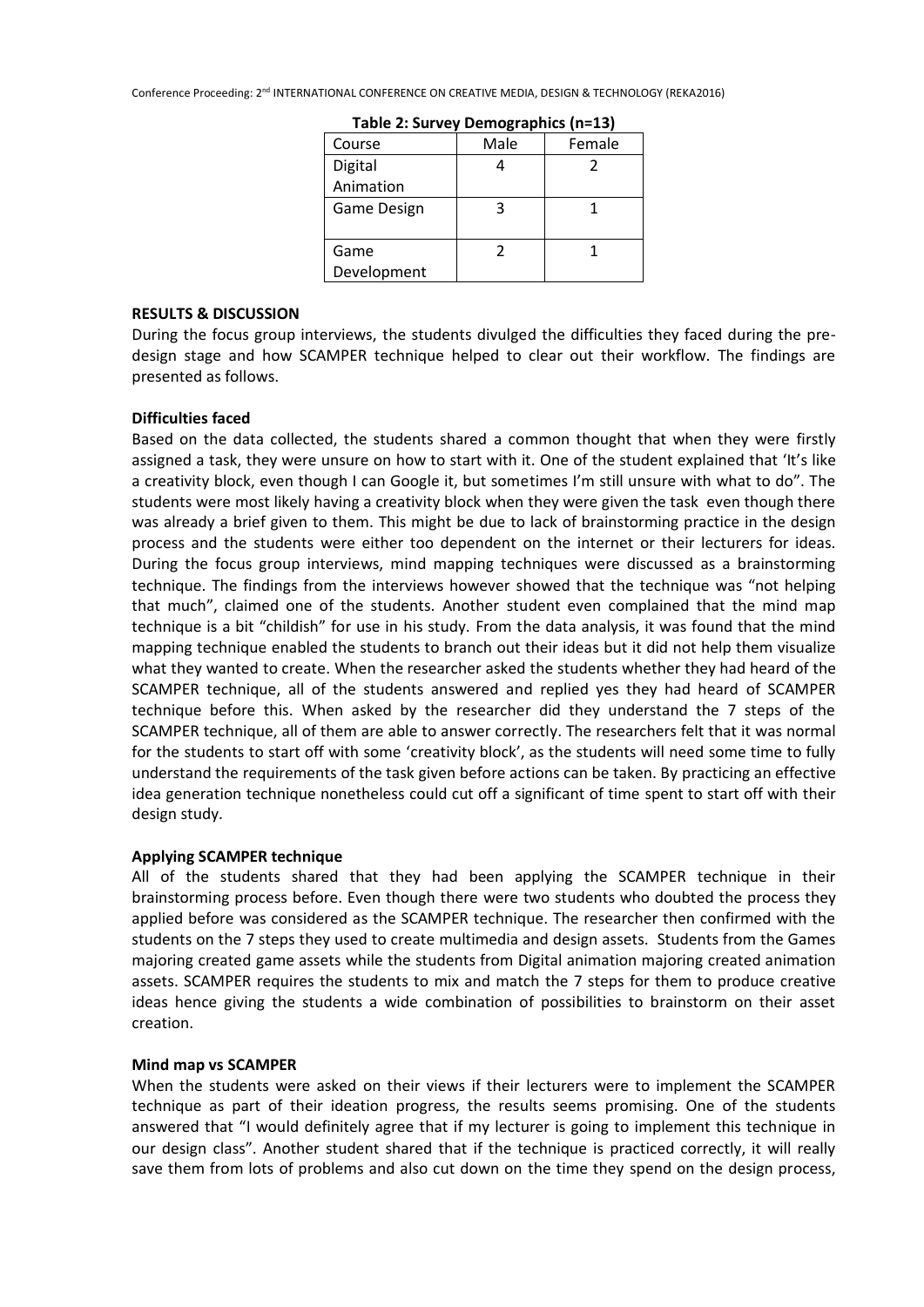**Table 2: Survey Demographics (n=13)**

| Course | Male | Female |
| --- | --- | --- |
| Digital Animation | 4 | 2 |
| Game Design | 3 | 1 |
| Game Development | 2 | 1 |

**RESULTS & DISCUSSION**

During the focus group interviews, the students divulged the difficulties they faced during the pre-design stage and how SCAMPER technique helped to clear out their workflow. The findings are presented as follows.

**Difficulties faced**

Based on the data collected, the students shared a common thought that when they were firstly assigned a task, they were unsure on how to start with it. One of the student explained that 'It's like a creativity block, even though I can Google it, but sometimes I'm still unsure with what to do". The students were most likely having a creativity block when they were given the task even though there was already a brief given to them. This might be due to lack of brainstorming practice in the design process and the students were either too dependent on the internet or their lecturers for ideas. During the focus group interviews, mind mapping techniques were discussed as a brainstorming technique. The findings from the interviews however showed that the technique was "not helping that much", claimed one of the students. Another student even complained that the mind map technique is a bit "childish" for use in his study. From the data analysis, it was found that the mind mapping technique enabled the students to branch out their ideas but it did not help them visualize what they wanted to create. When the researcher asked the students whether they had heard of the SCAMPER technique, all of the students answered and replied yes they had heard of SCAMPER technique before this. When asked by the researcher did they understand the 7 steps of the SCAMPER technique, all of them are able to answer correctly. The researchers felt that it was normal for the students to start off with some 'creativity block', as the students will need some time to fully understand the requirements of the task given before actions can be taken. By practicing an effective idea generation technique nonetheless could cut off a significant of time spent to start off with their design study.

**Applying SCAMPER technique**

All of the students shared that they had been applying the SCAMPER technique in their brainstorming process before. Even though there were two students who doubted the process they applied before was considered as the SCAMPER technique. The researcher then confirmed with the students on the 7 steps they used to create multimedia and design assets. Students from the Games majoring created game assets while the students from Digital animation majoring created animation assets. SCAMPER requires the students to mix and match the 7 steps for them to produce creative ideas hence giving the students a wide combination of possibilities to brainstorm on their asset creation.

**Mind map vs SCAMPER**

When the students were asked on their views if their lecturers were to implement the SCAMPER technique as part of their ideation progress, the results seems promising. One of the students answered that "I would definitely agree that if my lecturer is going to implement this technique in our design class". Another student shared that if the technique is practiced correctly, it will really save them from lots of problems and also cut down on the time they spend on the design process,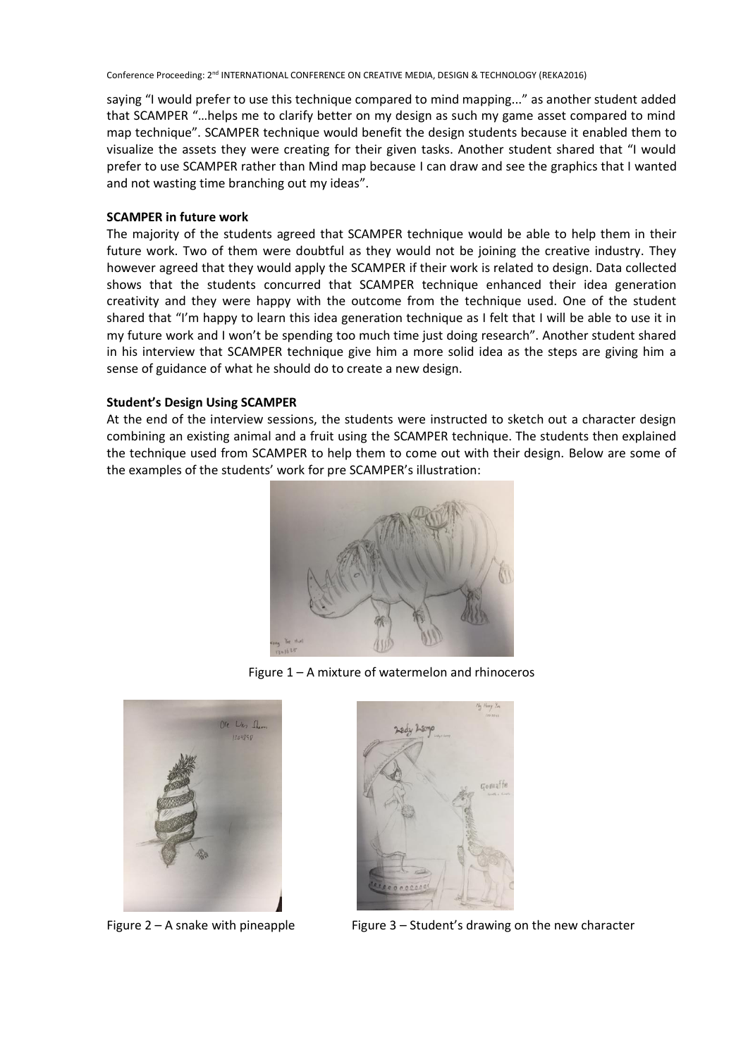saying "I would prefer to use this technique compared to mind mapping..." as another student added that SCAMPER "…helps me to clarify better on my design as such my game asset compared to mind map technique". SCAMPER technique would benefit the design students because it enabled them to visualize the assets they were creating for their given tasks. Another student shared that "I would prefer to use SCAMPER rather than Mind map because I can draw and see the graphics that I wanted and not wasting time branching out my ideas".

**SCAMPER in future work**

The majority of the students agreed that SCAMPER technique would be able to help them in their future work. Two of them were doubtful as they would not be joining the creative industry. They however agreed that they would apply the SCAMPER if their work is related to design. Data collected shows that the students concurred that SCAMPER technique enhanced their idea generation creativity and they were happy with the outcome from the technique used. One of the student shared that "I'm happy to learn this idea generation technique as I felt that I will be able to use it in my future work and I won't be spending too much time just doing research". Another student shared in his interview that SCAMPER technique give him a more solid idea as the steps are giving him a sense of guidance of what he should do to create a new design.

**Student's Design Using SCAMPER**

At the end of the interview sessions, the students were instructed to sketch out a character design combining an existing animal and a fruit using the SCAMPER technique. The students then explained the technique used from SCAMPER to help them to come out with their design. Below are some of the examples of the students' work for pre SCAMPER's illustration:

Figure 1 – A mixture of watermelon and rhinoceros

Figure 2 – A snake with pineapple

Figure 3 – Student's drawing on the new character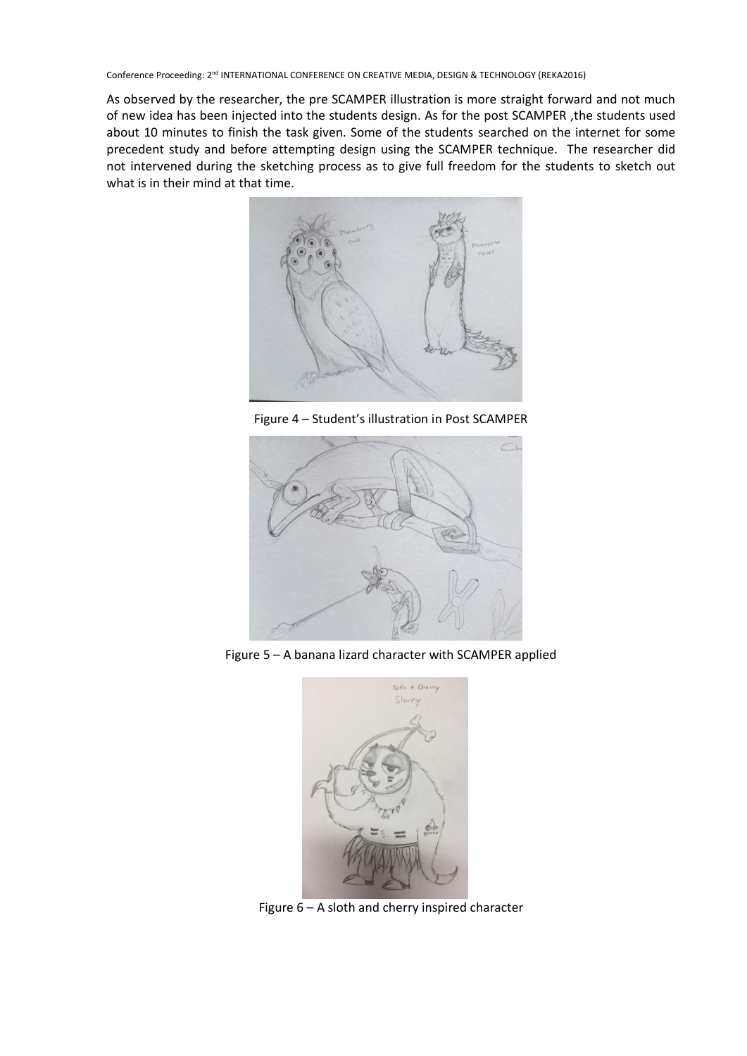As observed by the researcher, the pre SCAMPER illustration is more straight forward and not much of new idea has been injected into the students design. As for the post SCAMPER ,the students used about 10 minutes to finish the task given. Some of the students searched on the internet for some precedent study and before attempting design using the SCAMPER technique. The researcher did not intervened during the sketching process as to give full freedom for the students to sketch out what is in their mind at that time.

Figure 4 – Student's illustration in Post SCAMPER

Figure 5 – A banana lizard character with SCAMPER applied

Figure 6 – A sloth and cherry inspired character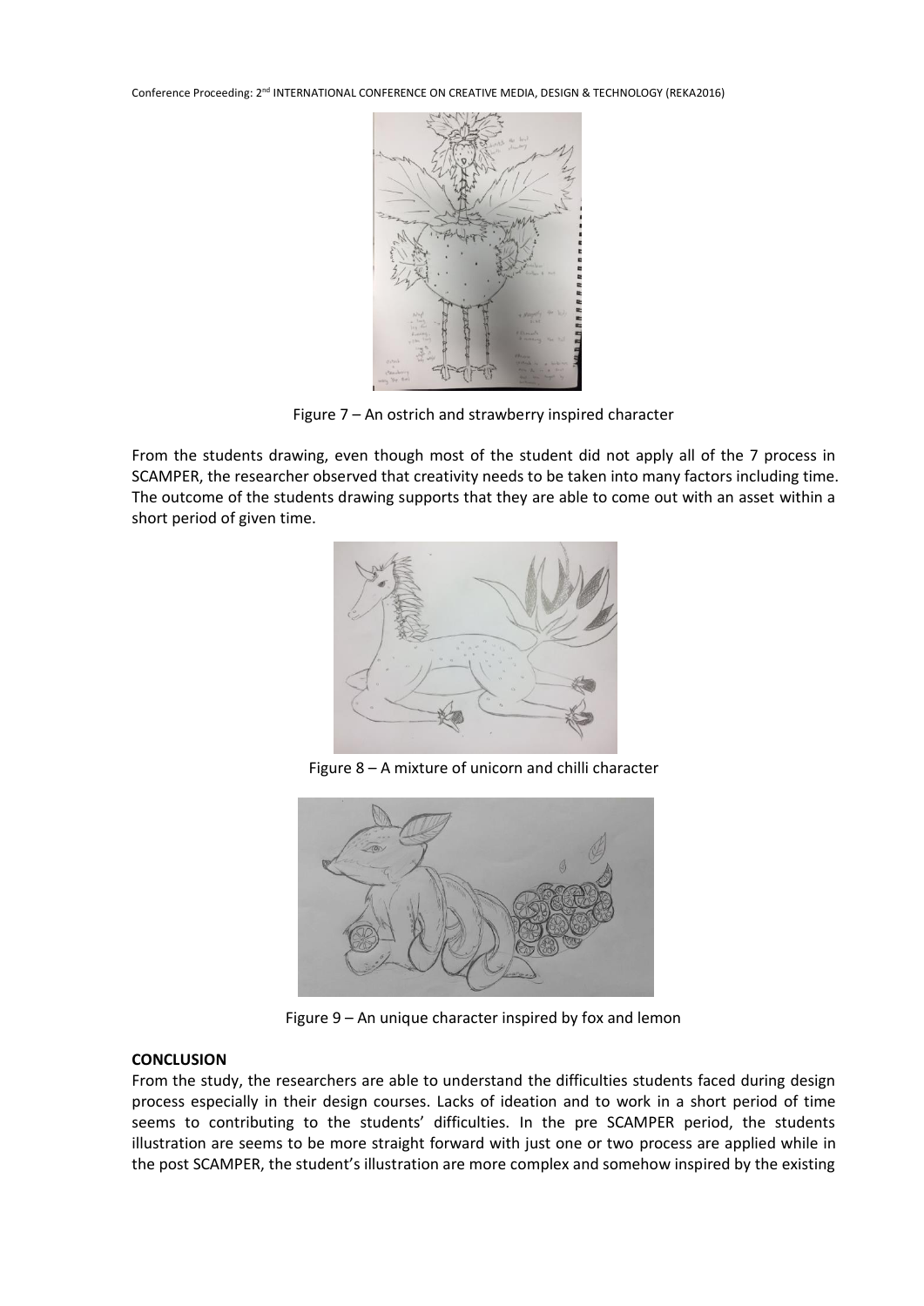Figure 7 – An ostrich and strawberry inspired character

From the students drawing, even though most of the student did not apply all of the 7 process in SCAMPER, the researcher observed that creativity needs to be taken into many factors including time. The outcome of the students drawing supports that they are able to come out with an asset within a short period of given time.

Figure 8 – A mixture of unicorn and chilli character

Figure 9 – An unique character inspired by fox and lemon

**CONCLUSION**

From the study, the researchers are able to understand the difficulties students faced during design process especially in their design courses. Lacks of ideation and to work in a short period of time seems to contributing to the students' difficulties. In the pre SCAMPER period, the students illustration are seems to be more straight forward with just one or two process are applied while in the post SCAMPER, the student's illustration are more complex and somehow inspired by the existing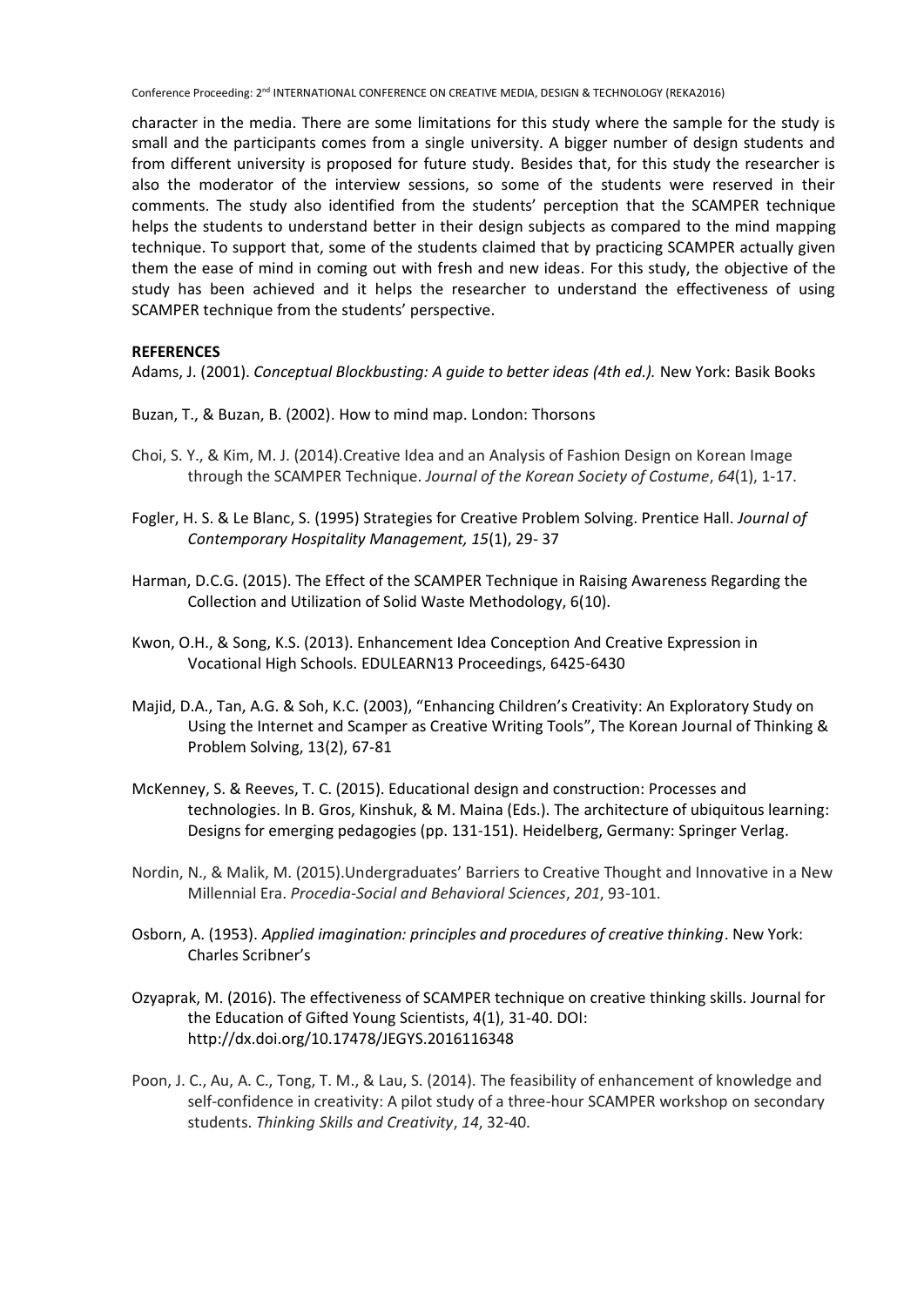character in the media. There are some limitations for this study where the sample for the study is small and the participants comes from a single university. A bigger number of design students and from different university is proposed for future study. Besides that, for this study the researcher is also the moderator of the interview sessions, so some of the students were reserved in their comments. The study also identified from the students' perception that the SCAMPER technique helps the students to understand better in their design subjects as compared to the mind mapping technique. To support that, some of the students claimed that by practicing SCAMPER actually given them the ease of mind in coming out with fresh and new ideas. For this study, the objective of the study has been achieved and it helps the researcher to understand the effectiveness of using SCAMPER technique from the students' perspective.

**REFERENCES**

Adams, J. (2001). *Conceptual Blockbusting: A guide to better ideas (4th ed.).* New York: Basik Books

Buzan, T., & Buzan, B. (2002). How to mind map. London: Thorsons

Choi, S. Y., & Kim, M. J. (2014).Creative Idea and an Analysis of Fashion Design on Korean Image through the SCAMPER Technique. *Journal of the Korean Society of Costume*, *64*(1), 1-17.

Fogler, H. S. & Le Blanc, S. (1995) Strategies for Creative Problem Solving. Prentice Hall. *Journal of Contemporary Hospitality Management, 15*(1), 29- 37

Harman, D.C.G. (2015). The Effect of the SCAMPER Technique in Raising Awareness Regarding the Collection and Utilization of Solid Waste Methodology, 6(10).

Kwon, O.H., & Song, K.S. (2013). Enhancement Idea Conception And Creative Expression in Vocational High Schools. EDULEARN13 Proceedings, 6425-6430

Majid, D.A., Tan, A.G. & Soh, K.C. (2003), "Enhancing Children's Creativity: An Exploratory Study on Using the Internet and Scamper as Creative Writing Tools", The Korean Journal of Thinking & Problem Solving, 13(2), 67-81

McKenney, S. & Reeves, T. C. (2015). Educational design and construction: Processes and technologies. In B. Gros, Kinshuk, & M. Maina (Eds.). The architecture of ubiquitous learning: Designs for emerging pedagogies (pp. 131-151). Heidelberg, Germany: Springer Verlag.

Nordin, N., & Malik, M. (2015).Undergraduates' Barriers to Creative Thought and Innovative in a New Millennial Era. *Procedia-Social and Behavioral Sciences*, *201*, 93-101.

Osborn, A. (1953). *Applied imagination: principles and procedures of creative thinking*. New York: Charles Scribner's

Ozyaprak, M. (2016). The effectiveness of SCAMPER technique on creative thinking skills. Journal for the Education of Gifted Young Scientists, 4(1), 31-40. DOI: http://dx.doi.org/10.17478/JEGYS.2016116348

Poon, J. C., Au, A. C., Tong, T. M., & Lau, S. (2014). The feasibility of enhancement of knowledge and self-confidence in creativity: A pilot study of a three-hour SCAMPER workshop on secondary students. *Thinking Skills and Creativity*, *14*, 32-40.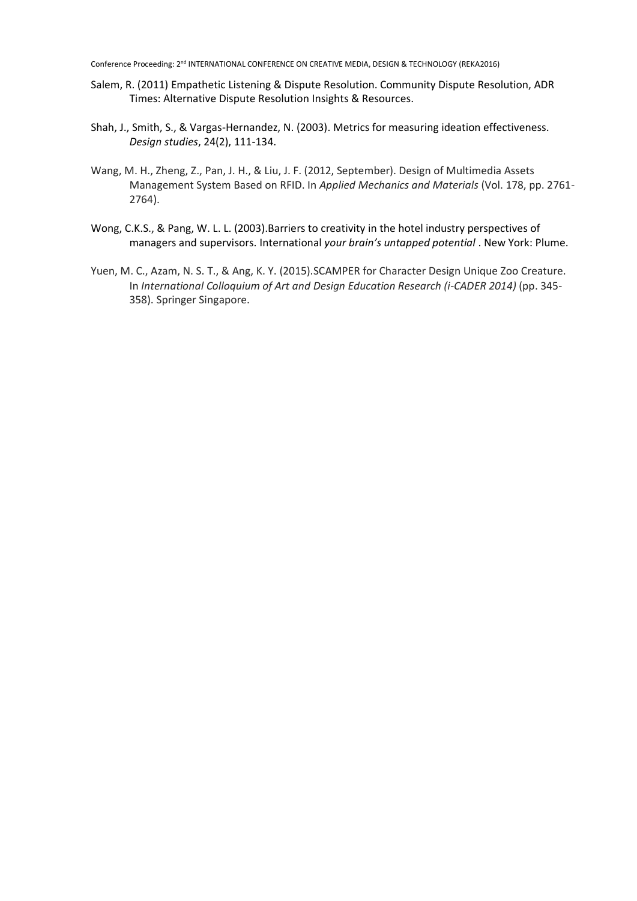Salem, R. (2011) Empathetic Listening & Dispute Resolution. Community Dispute Resolution, ADR Times: Alternative Dispute Resolution Insights & Resources.

Shah, J., Smith, S., & Vargas-Hernandez, N. (2003). Metrics for measuring ideation effectiveness. *Design studies*, 24(2), 111-134.

Wang, M. H., Zheng, Z., Pan, J. H., & Liu, J. F. (2012, September). Design of Multimedia Assets Management System Based on RFID. In *Applied Mechanics and Materials* (Vol. 178, pp. 2761-2764).

Wong, C.K.S., & Pang, W. L. L. (2003).Barriers to creativity in the hotel industry perspectives of managers and supervisors. International *your brain's untapped potential* . New York: Plume.

Yuen, M. C., Azam, N. S. T., & Ang, K. Y. (2015).SCAMPER for Character Design Unique Zoo Creature. In *International Colloquium of Art and Design Education Research (i-CADER 2014)* (pp. 345-358). Springer Singapore.